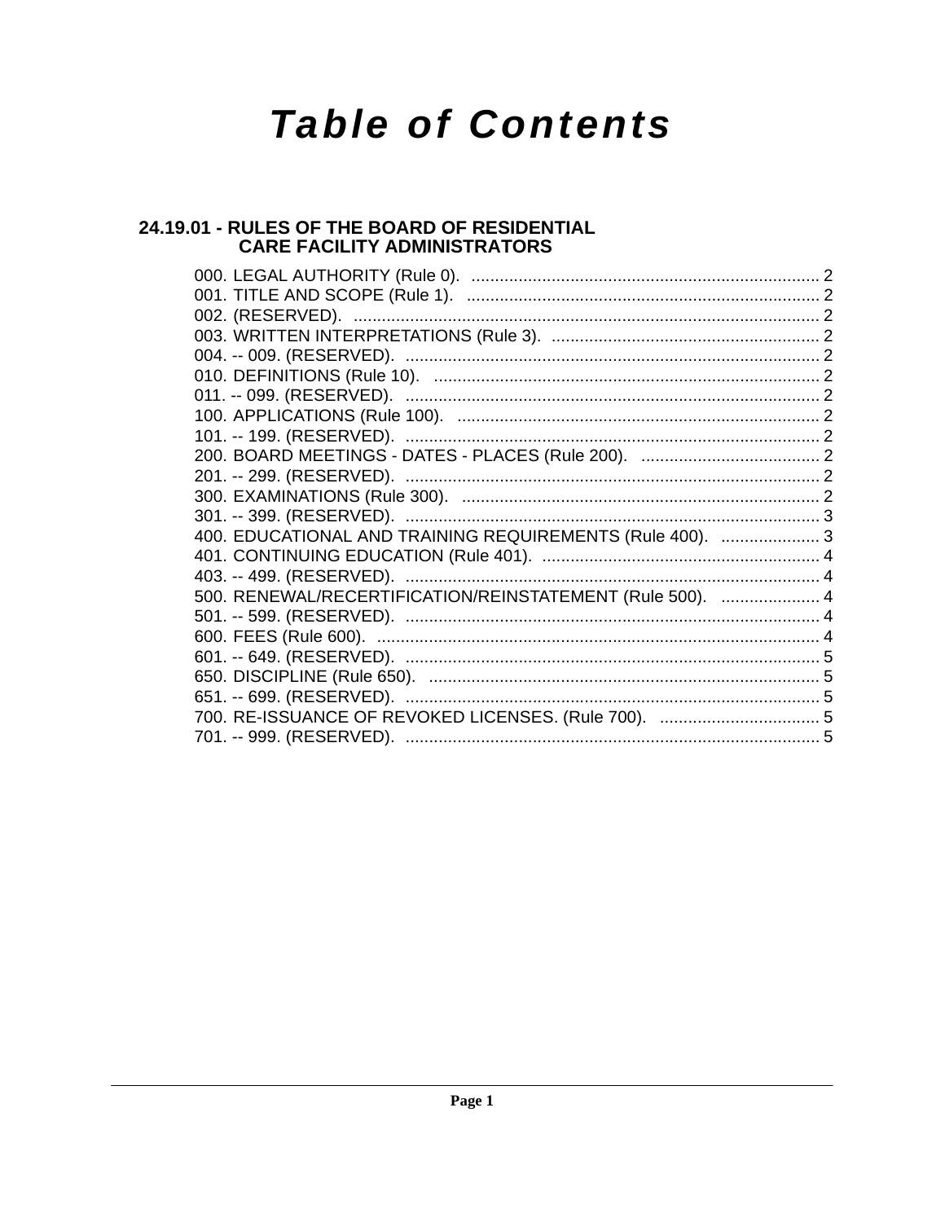# Table of Contents

## 24.19.01 - RULES OF THE BOARD OF RESIDENTIAL CARE FACILITY ADMINISTRATORS

000. LEGAL AUTHORITY (Rule 0). ........................................................................ 2
001. TITLE AND SCOPE (Rule 1). ........................................................................ 2
002. (RESERVED). ........................................................................................... 2
003. WRITTEN INTERPRETATIONS (Rule 3). ......................................................... 2
004. -- 009. (RESERVED). .................................................................................. 2
010. DEFINITIONS (Rule 10). ............................................................................. 2
011. -- 099. (RESERVED). .................................................................................. 2
100. APPLICATIONS (Rule 100). ......................................................................... 2
101. -- 199. (RESERVED). .................................................................................. 2
200. BOARD MEETINGS - DATES - PLACES (Rule 200). ............................................ 2
201. -- 299. (RESERVED). .................................................................................. 2
300. EXAMINATIONS (Rule 300). ......................................................................... 2
301. -- 399. (RESERVED). .................................................................................. 3
400. EDUCATIONAL AND TRAINING REQUIREMENTS (Rule 400). ............................... 3
401. CONTINUING EDUCATION (Rule 401). ............................................................. 4
403. -- 499. (RESERVED). .................................................................................. 4
500. RENEWAL/RECERTIFICATION/REINSTATEMENT (Rule 500). ............................... 4
501. -- 599. (RESERVED). .................................................................................. 4
600. FEES (Rule 600). ....................................................................................... 4
601. -- 649. (RESERVED). .................................................................................. 5
650. DISCIPLINE (Rule 650). ............................................................................... 5
651. -- 699. (RESERVED). .................................................................................. 5
700. RE-ISSUANCE OF REVOKED LICENSES. (Rule 700). ........................................... 5
701. -- 999. (RESERVED). .................................................................................. 5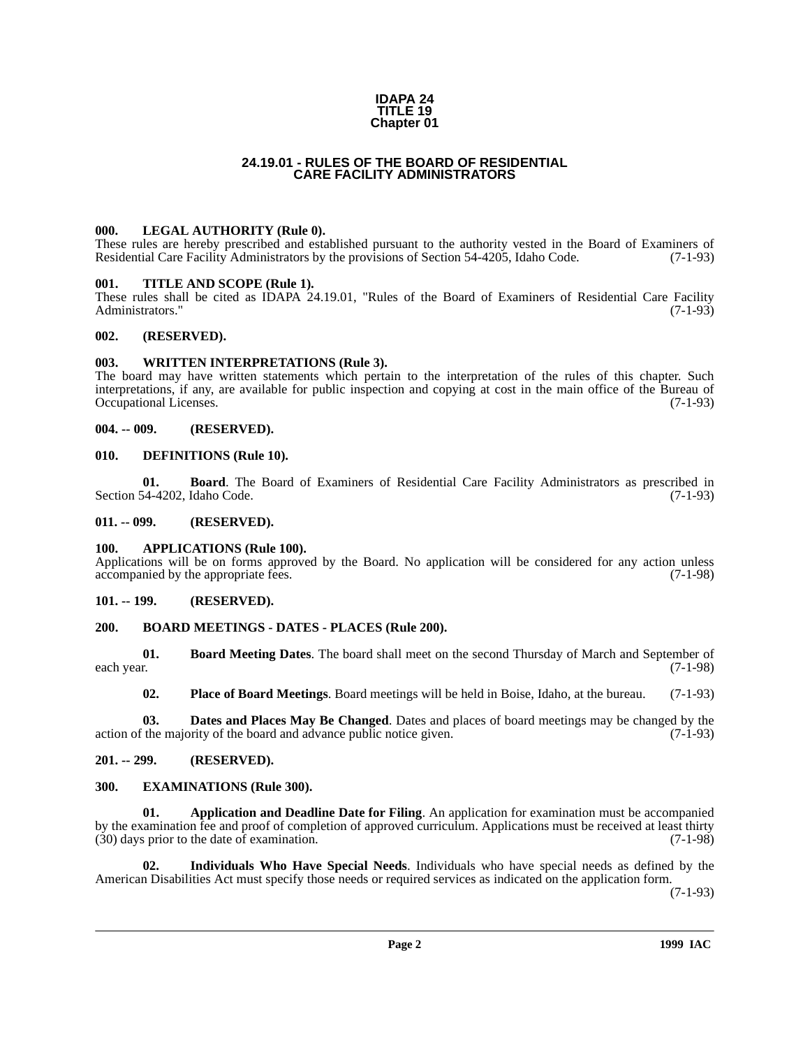# IDAPA 24
# TITLE 19
# Chapter 01

## 24.19.01 - RULES OF THE BOARD OF RESIDENTIAL CARE FACILITY ADMINISTRATORS

### 000. LEGAL AUTHORITY (Rule 0).

These rules are hereby prescribed and established pursuant to the authority vested in the Board of Examiners of Residential Care Facility Administrators by the provisions of Section 54-4205, Idaho Code. (7-1-93)

### 001. TITLE AND SCOPE (Rule 1).

These rules shall be cited as IDAPA 24.19.01, "Rules of the Board of Examiners of Residential Care Facility Administrators." (7-1-93)

### 002. (RESERVED).

### 003. WRITTEN INTERPRETATIONS (Rule 3).

The board may have written statements which pertain to the interpretation of the rules of this chapter. Such interpretations, if any, are available for public inspection and copying at cost in the main office of the Bureau of Occupational Licenses. (7-1-93)

### 004. -- 009. (RESERVED).

### 010. DEFINITIONS (Rule 10).

**01. Board**. The Board of Examiners of Residential Care Facility Administrators as prescribed in Section 54-4202, Idaho Code. (7-1-93)

### 011. -- 099. (RESERVED).

### 100. APPLICATIONS (Rule 100).

Applications will be on forms approved by the Board. No application will be considered for any action unless accompanied by the appropriate fees. (7-1-98)

### 101. -- 199. (RESERVED).

### 200. BOARD MEETINGS - DATES - PLACES (Rule 200).

**01. Board Meeting Dates**. The board shall meet on the second Thursday of March and September of each year. (7-1-98)

**02. Place of Board Meetings**. Board meetings will be held in Boise, Idaho, at the bureau. (7-1-93)

**03. Dates and Places May Be Changed**. Dates and places of board meetings may be changed by the action of the majority of the board and advance public notice given. (7-1-93)

### 201. -- 299. (RESERVED).

### 300. EXAMINATIONS (Rule 300).

**01. Application and Deadline Date for Filing**. An application for examination must be accompanied by the examination fee and proof of completion of approved curriculum. Applications must be received at least thirty (30) days prior to the date of examination. (7-1-98)

**02. Individuals Who Have Special Needs**. Individuals who have special needs as defined by the American Disabilities Act must specify those needs or required services as indicated on the application form. (7-1-93)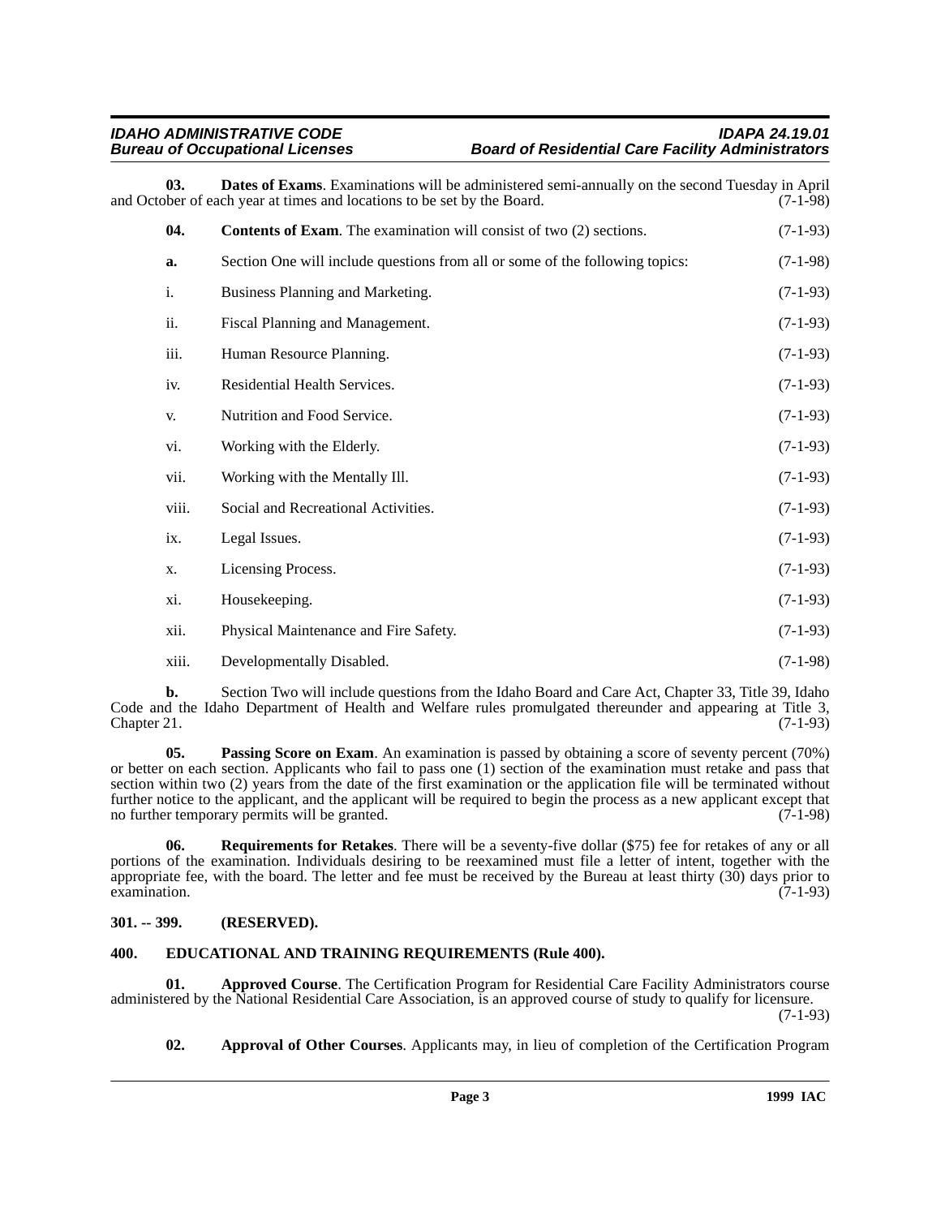**03. Dates of Exams**. Examinations will be administered semi-annually on the second Tuesday in April and October of each year at times and locations to be set by the Board. (7-1-98)

**04. Contents of Exam**. The examination will consist of two (2) sections. (7-1-93)

**a.** Section One will include questions from all or some of the following topics: (7-1-98)

i. Business Planning and Marketing. (7-1-93)

ii. Fiscal Planning and Management. (7-1-93)

iii. Human Resource Planning. (7-1-93)

iv. Residential Health Services. (7-1-93)

v. Nutrition and Food Service. (7-1-93)

vi. Working with the Elderly. (7-1-93)

vii. Working with the Mentally Ill. (7-1-93)

viii. Social and Recreational Activities. (7-1-93)

ix. Legal Issues. (7-1-93)

x. Licensing Process. (7-1-93)

xi. Housekeeping. (7-1-93)

xii. Physical Maintenance and Fire Safety. (7-1-93)

xiii. Developmentally Disabled. (7-1-98)

**b.** Section Two will include questions from the Idaho Board and Care Act, Chapter 33, Title 39, Idaho Code and the Idaho Department of Health and Welfare rules promulgated thereunder and appearing at Title 3, Chapter 21. (7-1-93)

**05. Passing Score on Exam**. An examination is passed by obtaining a score of seventy percent (70%) or better on each section. Applicants who fail to pass one (1) section of the examination must retake and pass that section within two (2) years from the date of the first examination or the application file will be terminated without further notice to the applicant, and the applicant will be required to begin the process as a new applicant except that no further temporary permits will be granted. (7-1-98)

**06. Requirements for Retakes**. There will be a seventy-five dollar ($75) fee for retakes of any or all portions of the examination. Individuals desiring to be reexamined must file a letter of intent, together with the appropriate fee, with the board. The letter and fee must be received by the Bureau at least thirty (30) days prior to examination. (7-1-93)

## 301. -- 399. (RESERVED).

## 400. EDUCATIONAL AND TRAINING REQUIREMENTS (Rule 400).

**01. Approved Course**. The Certification Program for Residential Care Facility Administrators course administered by the National Residential Care Association, is an approved course of study to qualify for licensure. (7-1-93)

**02. Approval of Other Courses**. Applicants may, in lieu of completion of the Certification Program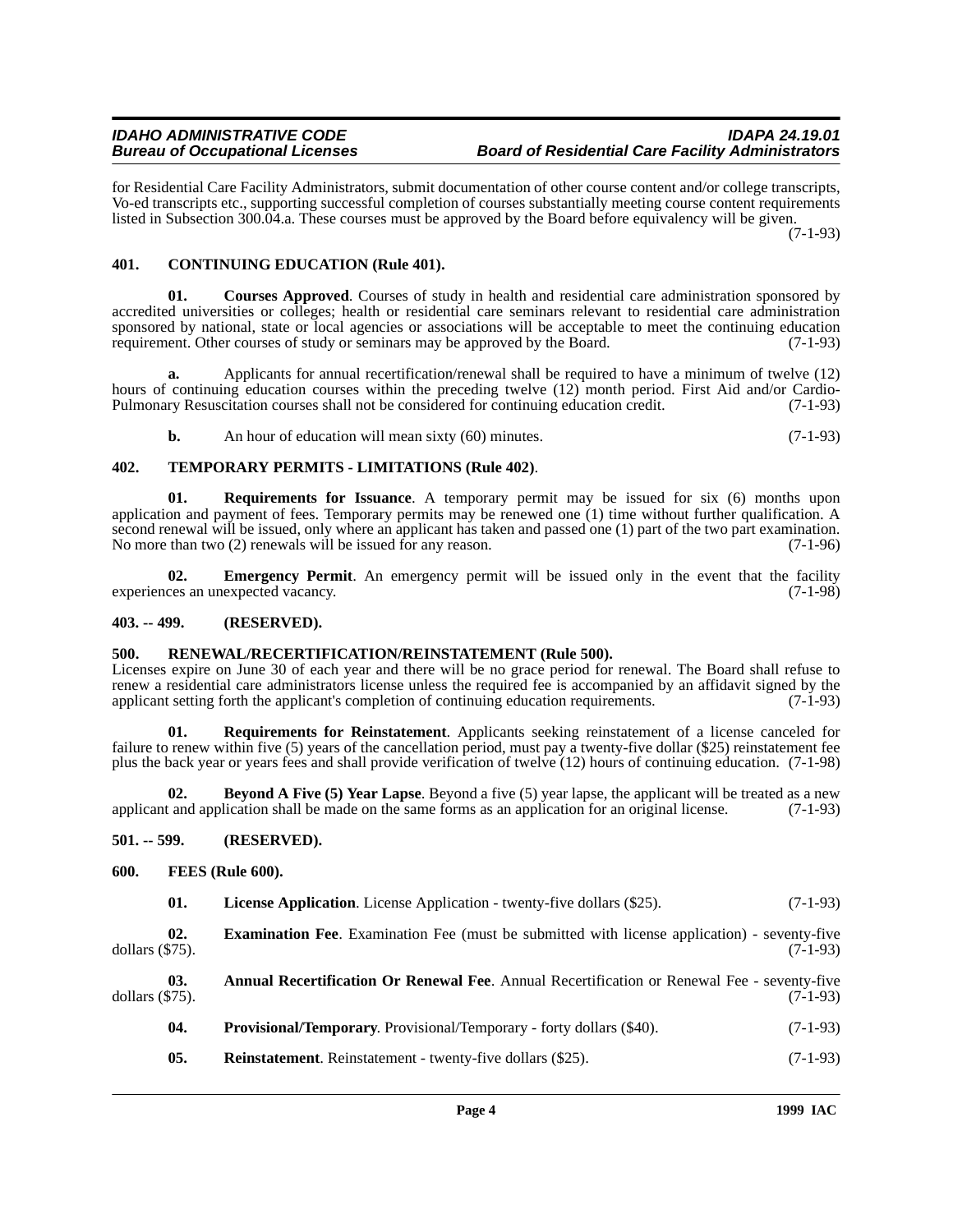for Residential Care Facility Administrators, submit documentation of other course content and/or college transcripts, Vo-ed transcripts etc., supporting successful completion of courses substantially meeting course content requirements listed in Subsection 300.04.a. These courses must be approved by the Board before equivalency will be given. (7-1-93)

### 401. CONTINUING EDUCATION (Rule 401).

**01. Courses Approved**. Courses of study in health and residential care administration sponsored by accredited universities or colleges; health or residential care seminars relevant to residential care administration sponsored by national, state or local agencies or associations will be acceptable to meet the continuing education requirement. Other courses of study or seminars may be approved by the Board. (7-1-93)

**a.** Applicants for annual recertification/renewal shall be required to have a minimum of twelve (12) hours of continuing education courses within the preceding twelve (12) month period. First Aid and/or Cardio-Pulmonary Resuscitation courses shall not be considered for continuing education credit. (7-1-93)

**b.** An hour of education will mean sixty (60) minutes. (7-1-93)

### 402. TEMPORARY PERMITS - LIMITATIONS (Rule 402).

**01. Requirements for Issuance**. A temporary permit may be issued for six (6) months upon application and payment of fees. Temporary permits may be renewed one (1) time without further qualification. A second renewal will be issued, only where an applicant has taken and passed one (1) part of the two part examination. No more than two (2) renewals will be issued for any reason. (7-1-96)

**02. Emergency Permit**. An emergency permit will be issued only in the event that the facility experiences an unexpected vacancy. (7-1-98)

### 403. -- 499. (RESERVED).

### 500. RENEWAL/RECERTIFICATION/REINSTATEMENT (Rule 500).

Licenses expire on June 30 of each year and there will be no grace period for renewal. The Board shall refuse to renew a residential care administrators license unless the required fee is accompanied by an affidavit signed by the applicant setting forth the applicant's completion of continuing education requirements. (7-1-93)

**01. Requirements for Reinstatement**. Applicants seeking reinstatement of a license canceled for failure to renew within five (5) years of the cancellation period, must pay a twenty-five dollar ($25) reinstatement fee plus the back year or years fees and shall provide verification of twelve (12) hours of continuing education. (7-1-98)

**02. Beyond A Five (5) Year Lapse**. Beyond a five (5) year lapse, the applicant will be treated as a new applicant and application shall be made on the same forms as an application for an original license. (7-1-93)

### 501. -- 599. (RESERVED).

### 600. FEES (Rule 600).

**01. License Application**. License Application - twenty-five dollars ($25). (7-1-93)

**02. Examination Fee**. Examination Fee (must be submitted with license application) - seventy-five dollars ($75). (7-1-93)

**03. Annual Recertification Or Renewal Fee**. Annual Recertification or Renewal Fee - seventy-five dollars ($75). (7-1-93)

**04. Provisional/Temporary**. Provisional/Temporary - forty dollars ($40). (7-1-93)

**05. Reinstatement**. Reinstatement - twenty-five dollars ($25). (7-1-93)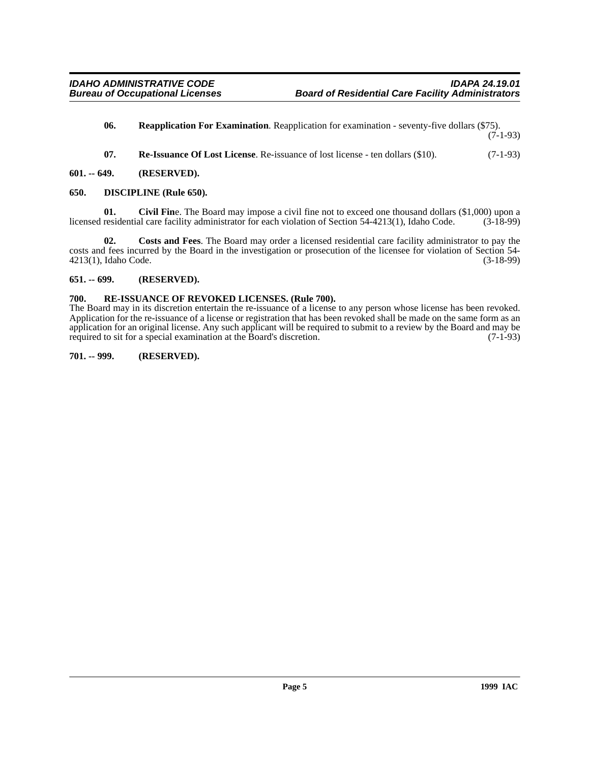**06. Reapplication For Examination**. Reapplication for examination - seventy-five dollars ($75). (7-1-93)

**07. Re-Issuance Of Lost License**. Re-issuance of lost license - ten dollars ($10). (7-1-93)

## 601. -- 649. (RESERVED).

## 650. DISCIPLINE (Rule 650).

**01. Civil Fine**. The Board may impose a civil fine not to exceed one thousand dollars ($1,000) upon a licensed residential care facility administrator for each violation of Section 54-4213(1), Idaho Code. (3-18-99)

**02. Costs and Fees**. The Board may order a licensed residential care facility administrator to pay the costs and fees incurred by the Board in the investigation or prosecution of the licensee for violation of Section 54-4213(1), Idaho Code. (3-18-99)

## 651. -- 699. (RESERVED).

## 700. RE-ISSUANCE OF REVOKED LICENSES. (Rule 700).

The Board may in its discretion entertain the re-issuance of a license to any person whose license has been revoked. Application for the re-issuance of a license or registration that has been revoked shall be made on the same form as an application for an original license. Any such applicant will be required to submit to a review by the Board and may be required to sit for a special examination at the Board's discretion. (7-1-93)

## 701. -- 999. (RESERVED).